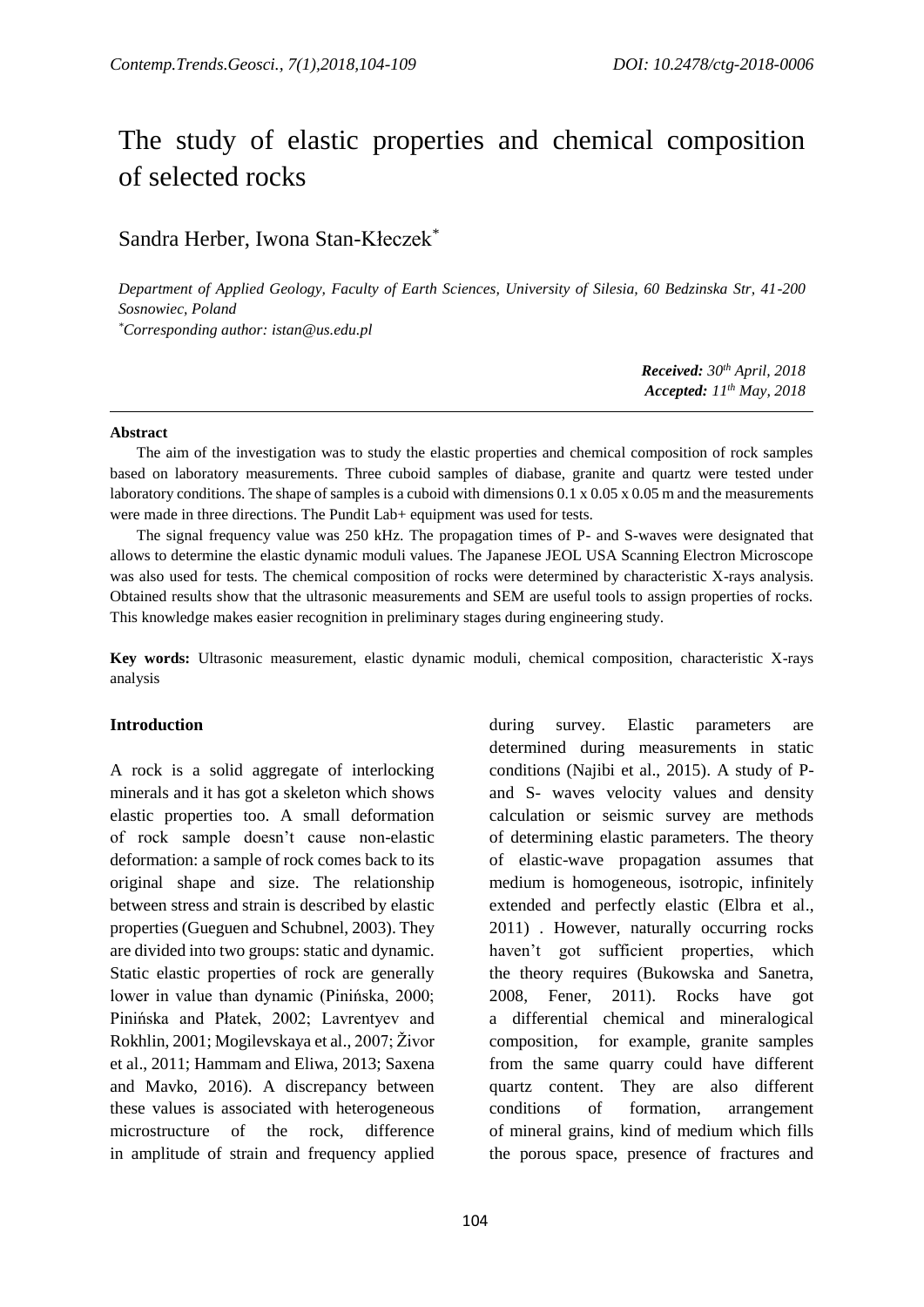# The study of elastic properties and chemical composition of selected rocks

Sandra Herber, Iwona Stan-Kłeczek*

*Department of Applied Geology, Faculty of Earth Sciences, University of Silesia, 60 Bedzinska Str, 41-200 Sosnowiec, Poland*

*\*Corresponding author: istan@us.edu.pl*

***Received:** 30th April, 2018*
***Accepted:** 11th May, 2018*

---

**Abstract**

The aim of the investigation was to study the elastic properties and chemical composition of rock samples based on laboratory measurements. Three cuboid samples of diabase, granite and quartz were tested under laboratory conditions. The shape of samples is a cuboid with dimensions 0.1 x 0.05 x 0.05 m and the measurements were made in three directions. The Pundit Lab+ equipment was used for tests.

The signal frequency value was 250 kHz. The propagation times of P- and S-waves were designated that allows to determine the elastic dynamic moduli values. The Japanese JEOL USA Scanning Electron Microscope was also used for tests. The chemical composition of rocks were determined by characteristic X-rays analysis. Obtained results show that the ultrasonic measurements and SEM are useful tools to assign properties of rocks. This knowledge makes easier recognition in preliminary stages during engineering study.

**Key words:** Ultrasonic measurement, elastic dynamic moduli, chemical composition, characteristic X-rays analysis

## Introduction

A rock is a solid aggregate of interlocking minerals and it has got a skeleton which shows elastic properties too. A small deformation of rock sample doesn't cause non-elastic deformation: a sample of rock comes back to its original shape and size. The relationship between stress and strain is described by elastic properties (Gueguen and Schubnel, 2003). They are divided into two groups: static and dynamic. Static elastic properties of rock are generally lower in value than dynamic (Pinińska, 2000; Pinińska and Płatek, 2002; Lavrentyev and Rokhlin, 2001; Mogilevskaya et al., 2007; Živor et al., 2011; Hammam and Eliwa, 2013; Saxena and Mavko, 2016). A discrepancy between these values is associated with heterogeneous microstructure of the rock, difference in amplitude of strain and frequency applied during survey. Elastic parameters are determined during measurements in static conditions (Najibi et al., 2015). A study of P- and S- waves velocity values and density calculation or seismic survey are methods of determining elastic parameters. The theory of elastic-wave propagation assumes that medium is homogeneous, isotropic, infinitely extended and perfectly elastic (Elbra et al., 2011) . However, naturally occurring rocks haven't got sufficient properties, which the theory requires (Bukowska and Sanetra, 2008, Fener, 2011). Rocks have got a differential chemical and mineralogical composition, for example, granite samples from the same quarry could have different quartz content. They are also different conditions of formation, arrangement of mineral grains, kind of medium which fills the porous space, presence of fractures and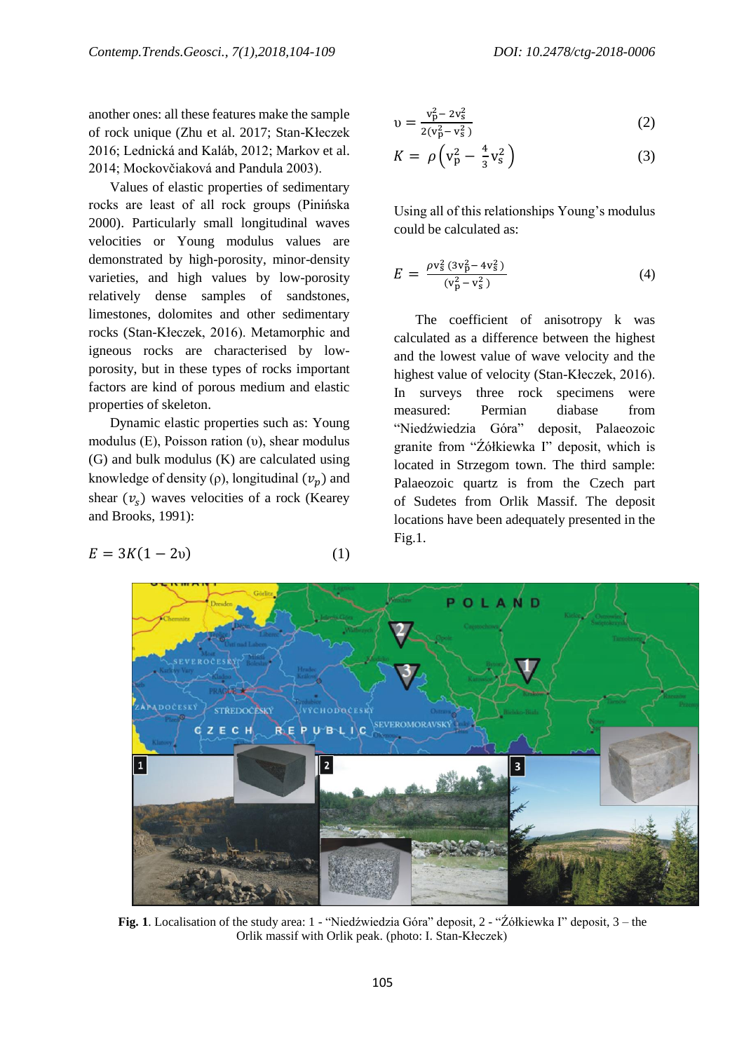another ones: all these features make the sample of rock unique (Zhu et al. 2017; Stan-Kłeczek 2016; Lednická and Kaláb, 2012; Markov et al. 2014; Mockovčiaková and Pandula 2003).

Values of elastic properties of sedimentary rocks are least of all rock groups (Pinińska 2000). Particularly small longitudinal waves velocities or Young modulus values are demonstrated by high-porosity, minor-density varieties, and high values by low-porosity relatively dense samples of sandstones, limestones, dolomites and other sedimentary rocks (Stan-Kłeczek, 2016). Metamorphic and igneous rocks are characterised by low-porosity, but in these types of rocks important factors are kind of porous medium and elastic properties of skeleton.

Dynamic elastic properties such as: Young modulus (E), Poisson ration (υ), shear modulus (G) and bulk modulus (K) are calculated using knowledge of density (ρ), longitudinal ($v_p$) and shear ($v_s$) waves velocities of a rock (Kearey and Brooks, 1991):

$$E = 3K(1 - 2\upsilon) \tag{1}$$

$$\upsilon = \frac{v_p^2 - 2v_s^2}{2(v_p^2 - v_s^2)} \tag{2}$$

$$K = \rho\left(v_p^2 - \frac{4}{3}v_s^2\right) \tag{3}$$

Using all of this relationships Young's modulus could be calculated as:

$$E = \frac{\rho v_s^2\,(3v_p^2 - 4v_s^2)}{(v_p^2 - v_s^2)} \tag{4}$$

The coefficient of anisotropy k was calculated as a difference between the highest and the lowest value of wave velocity and the highest value of velocity (Stan-Kłeczek, 2016). In surveys three rock specimens were measured: Permian diabase from "Niedźwiedzia Góra" deposit, Palaeozoic granite from "Żółkiewka I" deposit, which is located in Strzegom town. The third sample: Palaeozoic quartz is from the Czech part of Sudetes from Orlik Massif. The deposit locations have been adequately presented in the Fig.1.

**Fig. 1**. Localisation of the study area: 1 - "Niedźwiedzia Góra" deposit, 2 - "Żółkiewka I" deposit, 3 – the Orlik massif with Orlik peak. (photo: I. Stan-Kłeczek)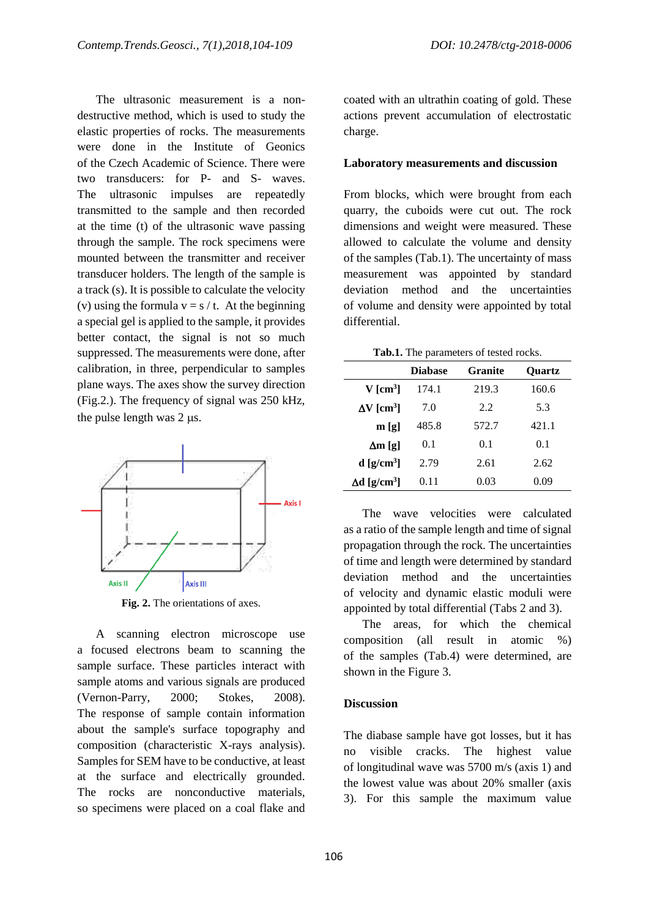The ultrasonic measurement is a non-destructive method, which is used to study the elastic properties of rocks. The measurements were done in the Institute of Geonics of the Czech Academic of Science. There were two transducers: for P- and S- waves. The ultrasonic impulses are repeatedly transmitted to the sample and then recorded at the time (t) of the ultrasonic wave passing through the sample. The rock specimens were mounted between the transmitter and receiver transducer holders. The length of the sample is a track (s). It is possible to calculate the velocity (v) using the formula $v = s / t$. At the beginning a special gel is applied to the sample, it provides better contact, the signal is not so much suppressed. The measurements were done, after calibration, in three, perpendicular to samples plane ways. The axes show the survey direction (Fig.2.). The frequency of signal was 250 kHz, the pulse length was 2 μs.

**Fig. 2.** The orientations of axes.

A scanning electron microscope use a focused electrons beam to scanning the sample surface. These particles interact with sample atoms and various signals are produced (Vernon-Parry, 2000; Stokes, 2008). The response of sample contain information about the sample's surface topography and composition (characteristic X-rays analysis). Samples for SEM have to be conductive, at least at the surface and electrically grounded. The rocks are nonconductive materials, so specimens were placed on a coal flake and coated with an ultrathin coating of gold. These actions prevent accumulation of electrostatic charge.

## Laboratory measurements and discussion

From blocks, which were brought from each quarry, the cuboids were cut out. The rock dimensions and weight were measured. These allowed to calculate the volume and density of the samples (Tab.1). The uncertainty of mass measurement was appointed by standard deviation method and the uncertainties of volume and density were appointed by total differential.

**Tab.1.** The parameters of tested rocks.

| | Diabase | Granite | Quartz |
|---|---|---|---|
| **V [cm$^3$]** | 174.1 | 219.3 | 160.6 |
| **ΔV [cm$^3$]** | 7.0 | 2.2 | 5.3 |
| **m [g]** | 485.8 | 572.7 | 421.1 |
| **Δm [g]** | 0.1 | 0.1 | 0.1 |
| **d [g/cm$^3$]** | 2.79 | 2.61 | 2.62 |
| **Δd [g/cm$^3$]** | 0.11 | 0.03 | 0.09 |

The wave velocities were calculated as a ratio of the sample length and time of signal propagation through the rock. The uncertainties of time and length were determined by standard deviation method and the uncertainties of velocity and dynamic elastic moduli were appointed by total differential (Tabs 2 and 3).

The areas, for which the chemical composition (all result in atomic %) of the samples (Tab.4) were determined, are shown in the Figure 3.

## Discussion

The diabase sample have got losses, but it has no visible cracks. The highest value of longitudinal wave was 5700 m/s (axis 1) and the lowest value was about 20% smaller (axis 3). For this sample the maximum value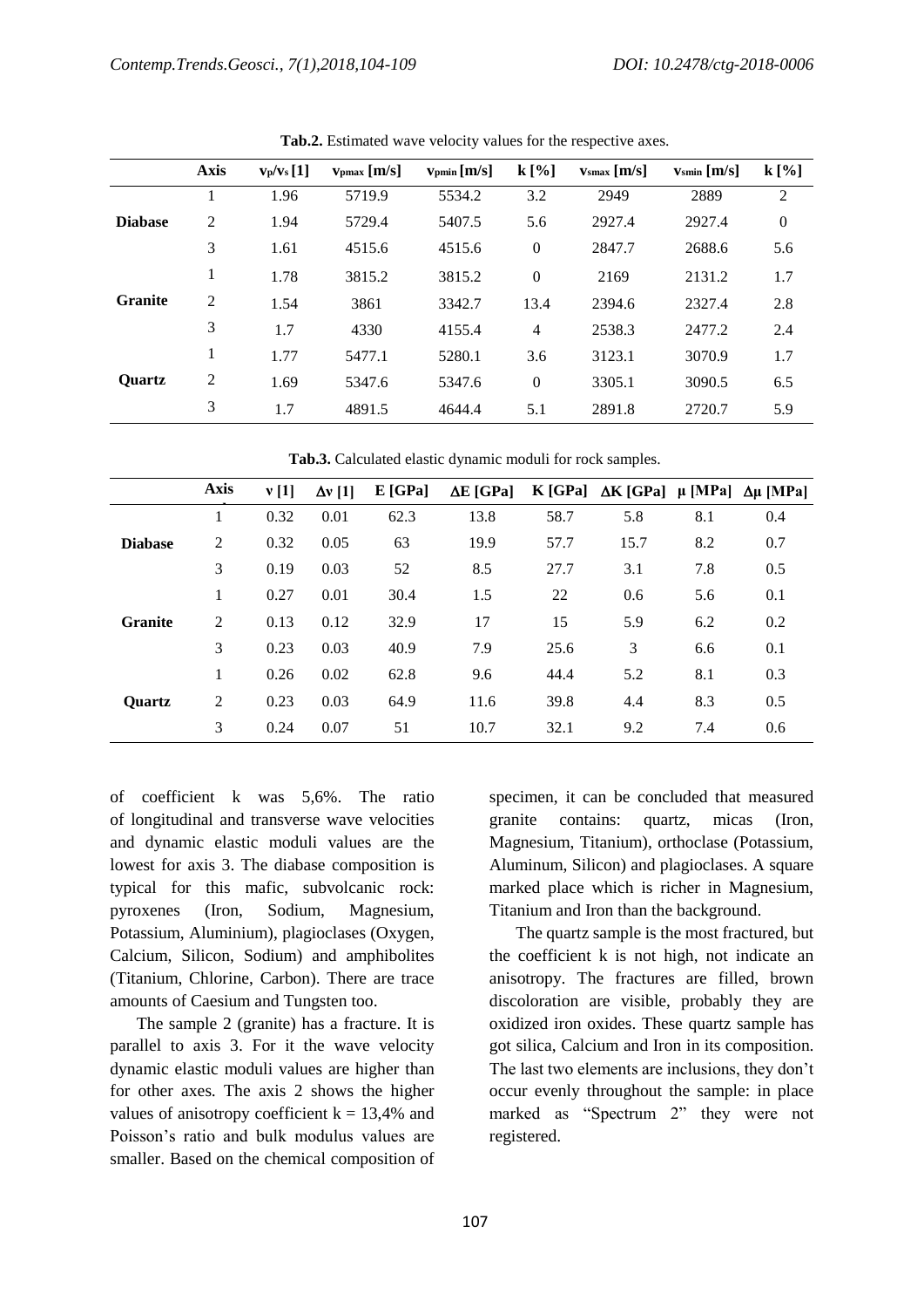**Tab.2.** Estimated wave velocity values for the respective axes.

| | Axis | $v_p/v_s$ [1] | $v_{pmax}$ [m/s] | $v_{pmin}$ [m/s] | k [%] | $v_{smax}$ [m/s] | $v_{smin}$ [m/s] | k [%] |
|---|---|---|---|---|---|---|---|---|
| **Diabase** | 1 | 1.96 | 5719.9 | 5534.2 | 3.2 | 2949 | 2889 | 2 |
| | 2 | 1.94 | 5729.4 | 5407.5 | 5.6 | 2927.4 | 2927.4 | 0 |
| | 3 | 1.61 | 4515.6 | 4515.6 | 0 | 2847.7 | 2688.6 | 5.6 |
| **Granite** | 1 | 1.78 | 3815.2 | 3815.2 | 0 | 2169 | 2131.2 | 1.7 |
| | 2 | 1.54 | 3861 | 3342.7 | 13.4 | 2394.6 | 2327.4 | 2.8 |
| | 3 | 1.7 | 4330 | 4155.4 | 4 | 2538.3 | 2477.2 | 2.4 |
| **Quartz** | 1 | 1.77 | 5477.1 | 5280.1 | 3.6 | 3123.1 | 3070.9 | 1.7 |
| | 2 | 1.69 | 5347.6 | 5347.6 | 0 | 3305.1 | 3090.5 | 6.5 |
| | 3 | 1.7 | 4891.5 | 4644.4 | 5.1 | 2891.8 | 2720.7 | 5.9 |

**Tab.3.** Calculated elastic dynamic moduli for rock samples.

| | Axis | ν [1] | Δν [1] | E [GPa] | ΔE [GPa] | K [GPa] | ΔK [GPa] | μ [MPa] | Δμ [MPa] |
|---|---|---|---|---|---|---|---|---|---|
| **Diabase** | 1 | 0.32 | 0.01 | 62.3 | 13.8 | 58.7 | 5.8 | 8.1 | 0.4 |
| | 2 | 0.32 | 0.05 | 63 | 19.9 | 57.7 | 15.7 | 8.2 | 0.7 |
| | 3 | 0.19 | 0.03 | 52 | 8.5 | 27.7 | 3.1 | 7.8 | 0.5 |
| **Granite** | 1 | 0.27 | 0.01 | 30.4 | 1.5 | 22 | 0.6 | 5.6 | 0.1 |
| | 2 | 0.13 | 0.12 | 32.9 | 17 | 15 | 5.9 | 6.2 | 0.2 |
| | 3 | 0.23 | 0.03 | 40.9 | 7.9 | 25.6 | 3 | 6.6 | 0.1 |
| **Quartz** | 1 | 0.26 | 0.02 | 62.8 | 9.6 | 44.4 | 5.2 | 8.1 | 0.3 |
| | 2 | 0.23 | 0.03 | 64.9 | 11.6 | 39.8 | 4.4 | 8.3 | 0.5 |
| | 3 | 0.24 | 0.07 | 51 | 10.7 | 32.1 | 9.2 | 7.4 | 0.6 |

of coefficient k was 5,6%. The ratio of longitudinal and transverse wave velocities and dynamic elastic moduli values are the lowest for axis 3. The diabase composition is typical for this mafic, subvolcanic rock: pyroxenes (Iron, Sodium, Magnesium, Potassium, Aluminium), plagioclases (Oxygen, Calcium, Silicon, Sodium) and amphibolites (Titanium, Chlorine, Carbon). There are trace amounts of Caesium and Tungsten too.

The sample 2 (granite) has a fracture. It is parallel to axis 3. For it the wave velocity dynamic elastic moduli values are higher than for other axes. The axis 2 shows the higher values of anisotropy coefficient k = 13,4% and Poisson's ratio and bulk modulus values are smaller. Based on the chemical composition of specimen, it can be concluded that measured granite contains: quartz, micas (Iron, Magnesium, Titanium), orthoclase (Potassium, Aluminum, Silicon) and plagioclases. A square marked place which is richer in Magnesium, Titanium and Iron than the background.

The quartz sample is the most fractured, but the coefficient k is not high, not indicate an anisotropy. The fractures are filled, brown discoloration are visible, probably they are oxidized iron oxides. These quartz sample has got silica, Calcium and Iron in its composition. The last two elements are inclusions, they don't occur evenly throughout the sample: in place marked as "Spectrum 2" they were not registered.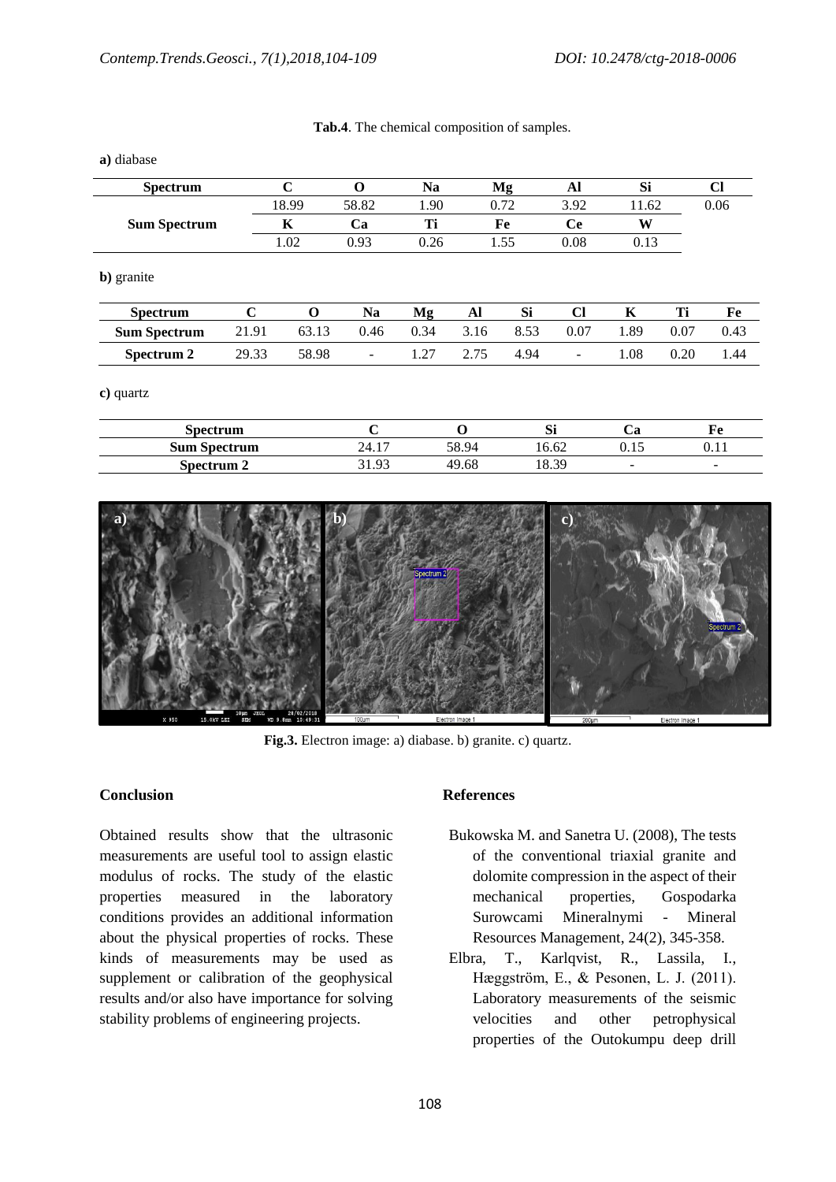**Tab.4**. The chemical composition of samples.

**a)** diabase

| Spectrum | C | O | Na | Mg | Al | Si | Cl |
|---|---|---|---|---|---|---|---|
| **Sum Spectrum** | 18.99 | 58.82 | 1.90 | 0.72 | 3.92 | 11.62 | 0.06 |
| | **K** | **Ca** | **Ti** | **Fe** | **Ce** | **W** | |
| | 1.02 | 0.93 | 0.26 | 1.55 | 0.08 | 0.13 | |

**b)** granite

| Spectrum | C | O | Na | Mg | Al | Si | Cl | K | Ti | Fe |
|---|---|---|---|---|---|---|---|---|---|---|
| **Sum Spectrum** | 21.91 | 63.13 | 0.46 | 0.34 | 3.16 | 8.53 | 0.07 | 1.89 | 0.07 | 0.43 |
| **Spectrum 2** | 29.33 | 58.98 | - | 1.27 | 2.75 | 4.94 | - | 1.08 | 0.20 | 1.44 |

**c)** quartz

| Spectrum | C | O | Si | Ca | Fe |
|---|---|---|---|---|---|
| **Sum Spectrum** | 24.17 | 58.94 | 16.62 | 0.15 | 0.11 |
| **Spectrum 2** | 31.93 | 49.68 | 18.39 | - | - |

**Fig.3.** Electron image: a) diabase. b) granite. c) quartz.

## Conclusion

Obtained results show that the ultrasonic measurements are useful tool to assign elastic modulus of rocks. The study of the elastic properties measured in the laboratory conditions provides an additional information about the physical properties of rocks. These kinds of measurements may be used as supplement or calibration of the geophysical results and/or also have importance for solving stability problems of engineering projects.

## References

Bukowska M. and Sanetra U. (2008), The tests of the conventional triaxial granite and dolomite compression in the aspect of their mechanical properties, Gospodarka Surowcami Mineralnymi - Mineral Resources Management, 24(2), 345-358.

Elbra, T., Karlqvist, R., Lassila, I., Hæggström, E., & Pesonen, L. J. (2011). Laboratory measurements of the seismic velocities and other petrophysical properties of the Outokumpu deep drill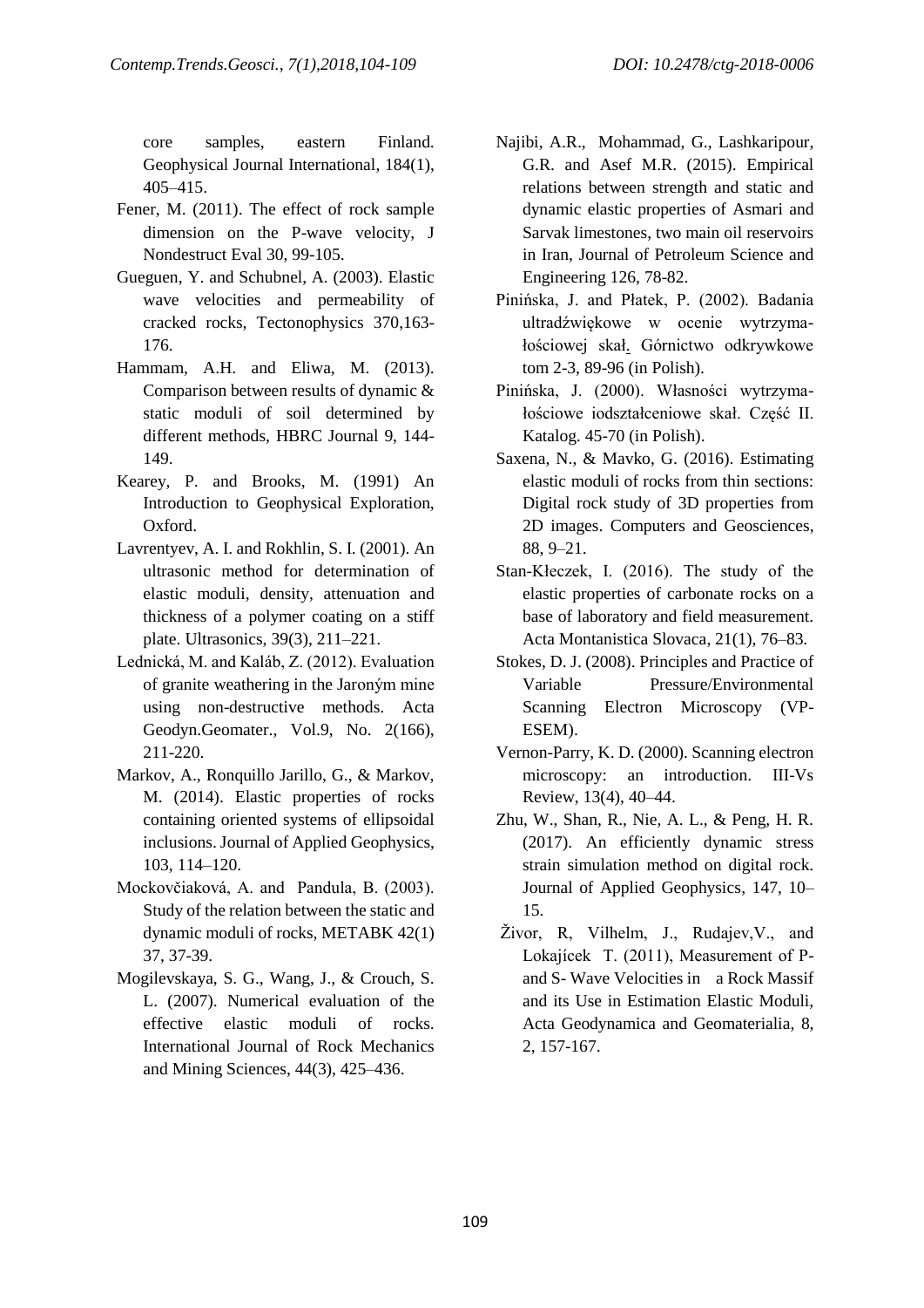core samples, eastern Finland. Geophysical Journal International, 184(1), 405–415.

Fener, M. (2011). The effect of rock sample dimension on the P-wave velocity, J Nondestruct Eval 30, 99-105.

Gueguen, Y. and Schubnel, A. (2003). Elastic wave velocities and permeability of cracked rocks, Tectonophysics 370,163-176.

Hammam, A.H. and Eliwa, M. (2013). Comparison between results of dynamic & static moduli of soil determined by different methods, HBRC Journal 9, 144-149.

Kearey, P. and Brooks, M. (1991) An Introduction to Geophysical Exploration, Oxford.

Lavrentyev, A. I. and Rokhlin, S. I. (2001). An ultrasonic method for determination of elastic moduli, density, attenuation and thickness of a polymer coating on a stiff plate. Ultrasonics, 39(3), 211–221.

Lednická, M. and Kaláb, Z. (2012). Evaluation of granite weathering in the Jaroným mine using non-destructive methods. Acta Geodyn.Geomater., Vol.9, No. 2(166), 211-220.

Markov, A., Ronquillo Jarillo, G., & Markov, M. (2014). Elastic properties of rocks containing oriented systems of ellipsoidal inclusions. Journal of Applied Geophysics, 103, 114–120.

Mockovčiaková, A. and Pandula, B. (2003). Study of the relation between the static and dynamic moduli of rocks, METABK 42(1) 37, 37-39.

Mogilevskaya, S. G., Wang, J., & Crouch, S. L. (2007). Numerical evaluation of the effective elastic moduli of rocks. International Journal of Rock Mechanics and Mining Sciences, 44(3), 425–436.

Najibi, A.R., Mohammad, G., Lashkaripour, G.R. and Asef M.R. (2015). Empirical relations between strength and static and dynamic elastic properties of Asmari and Sarvak limestones, two main oil reservoirs in Iran, Journal of Petroleum Science and Engineering 126, 78-82.

Pinińska, J. and Płatek, P. (2002). Badania ultradźwiękowe w ocenie wytrzyma-łościowej skał. Górnictwo odkrywkowe tom 2-3, 89-96 (in Polish).

Pinińska, J. (2000). Własności wytrzyma-łościowe iodształceniowe skał. Część II. Katalog. 45-70 (in Polish).

Saxena, N., & Mavko, G. (2016). Estimating elastic moduli of rocks from thin sections: Digital rock study of 3D properties from 2D images. Computers and Geosciences, 88, 9–21.

Stan-Kłeczek, I. (2016). The study of the elastic properties of carbonate rocks on a base of laboratory and field measurement. Acta Montanistica Slovaca, 21(1), 76–83.

Stokes, D. J. (2008). Principles and Practice of Variable Pressure/Environmental Scanning Electron Microscopy (VP-ESEM).

Vernon-Parry, K. D. (2000). Scanning electron microscopy: an introduction. III-Vs Review, 13(4), 40–44.

Zhu, W., Shan, R., Nie, A. L., & Peng, H. R. (2017). An efficiently dynamic stress strain simulation method on digital rock. Journal of Applied Geophysics, 147, 10–15.

Živor, R, Vilhelm, J., Rudajev,V., and Lokajícek T. (2011), Measurement of P- and S- Wave Velocities in a Rock Massif and its Use in Estimation Elastic Moduli, Acta Geodynamica and Geomaterialia, 8, 2, 157-167.